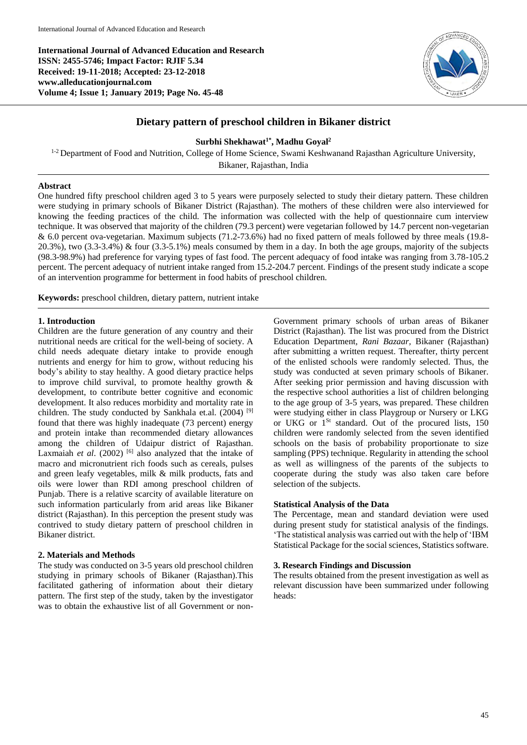**International Journal of Advanced Education and Research**
**ISSN: 2455-5746; Impact Factor: RJIF 5.34**
**Received: 19-11-2018; Accepted: 23-12-2018**
**www.alleducationjournal.com**
**Volume 4; Issue 1; January 2019; Page No. 45-48**

# Dietary pattern of preschool children in Bikaner district

**Surbhi Shekhawat[1*], Madhu Goyal[2]**

[1-2] Department of Food and Nutrition, College of Home Science, Swami Keshwanand Rajasthan Agriculture University, Bikaner, Rajasthan, India

## Abstract

One hundred fifty preschool children aged 3 to 5 years were purposely selected to study their dietary pattern. These children were studying in primary schools of Bikaner District (Rajasthan). The mothers of these children were also interviewed for knowing the feeding practices of the child. The information was collected with the help of questionnaire cum interview technique. It was observed that majority of the children (79.3 percent) were vegetarian followed by 14.7 percent non-vegetarian & 6.0 percent ova-vegetarian. Maximum subjects (71.2-73.6%) had no fixed pattern of meals followed by three meals (19.8-20.3%), two (3.3-3.4%) & four (3.3-5.1%) meals consumed by them in a day. In both the age groups, majority of the subjects (98.3-98.9%) had preference for varying types of fast food. The percent adequacy of food intake was ranging from 3.78-105.2 percent. The percent adequacy of nutrient intake ranged from 15.2-204.7 percent. Findings of the present study indicate a scope of an intervention programme for betterment in food habits of preschool children.

**Keywords:** preschool children, dietary pattern, nutrient intake

## 1. Introduction

Children are the future generation of any country and their nutritional needs are critical for the well-being of society. A child needs adequate dietary intake to provide enough nutrients and energy for him to grow, without reducing his body's ability to stay healthy. A good dietary practice helps to improve child survival, to promote healthy growth & development, to contribute better cognitive and economic development. It also reduces morbidity and mortality rate in children. The study conducted by Sankhala et.al. (2004) [9] found that there was highly inadequate (73 percent) energy and protein intake than recommended dietary allowances among the children of Udaipur district of Rajasthan. Laxmaiah *et al*. (2002) [6] also analyzed that the intake of macro and micronutrient rich foods such as cereals, pulses and green leafy vegetables, milk & milk products, fats and oils were lower than RDI among preschool children of Punjab. There is a relative scarcity of available literature on such information particularly from arid areas like Bikaner district (Rajasthan). In this perception the present study was contrived to study dietary pattern of preschool children in Bikaner district.

## 2. Materials and Methods

The study was conducted on 3-5 years old preschool children studying in primary schools of Bikaner (Rajasthan).This facilitated gathering of information about their dietary pattern. The first step of the study, taken by the investigator was to obtain the exhaustive list of all Government or non-Government primary schools of urban areas of Bikaner District (Rajasthan). The list was procured from the District Education Department, *Rani Bazaar*, Bikaner (Rajasthan) after submitting a written request. Thereafter, thirty percent of the enlisted schools were randomly selected. Thus, the study was conducted at seven primary schools of Bikaner. After seeking prior permission and having discussion with the respective school authorities a list of children belonging to the age group of 3-5 years, was prepared. These children were studying either in class Playgroup or Nursery or LKG or UKG or 1St standard. Out of the procured lists, 150 children were randomly selected from the seven identified schools on the basis of probability proportionate to size sampling (PPS) technique. Regularity in attending the school as well as willingness of the parents of the subjects to cooperate during the study was also taken care before selection of the subjects.

### Statistical Analysis of the Data

The Percentage, mean and standard deviation were used during present study for statistical analysis of the findings. 'The statistical analysis was carried out with the help of 'IBM Statistical Package for the social sciences, Statistics software.

## 3. Research Findings and Discussion

The results obtained from the present investigation as well as relevant discussion have been summarized under following heads: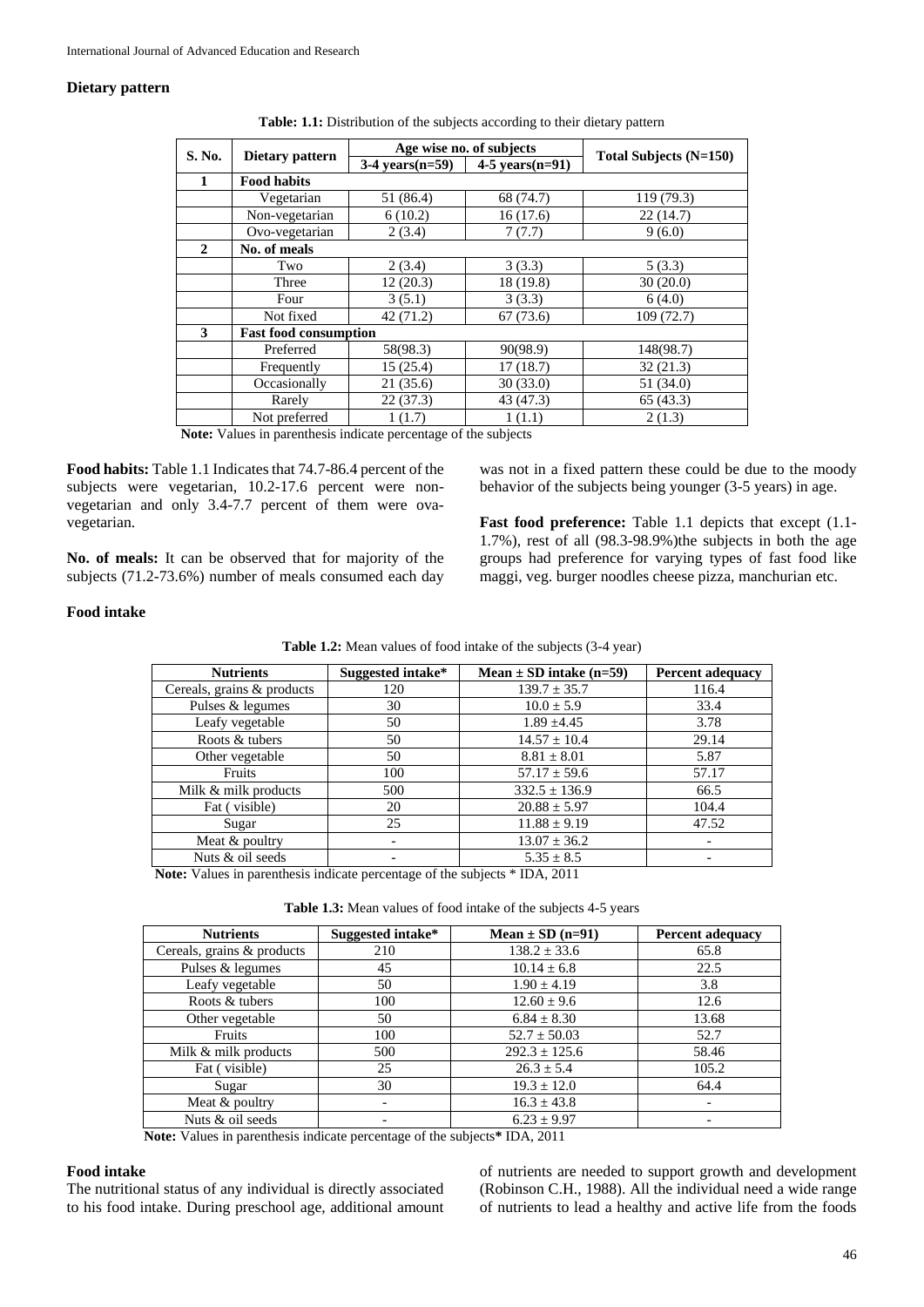### Dietary pattern

**Table: 1.1:** Distribution of the subjects according to their dietary pattern

| S. No. | Dietary pattern | Age wise no. of subjects | | Total Subjects (N=150) |
|---|---|---|---|---|
| | | 3-4 years(n=59) | 4-5 years(n=91) | |
| **1** | **Food habits** | | | |
| | Vegetarian | 51 (86.4) | 68 (74.7) | 119 (79.3) |
| | Non-vegetarian | 6 (10.2) | 16 (17.6) | 22 (14.7) |
| | Ovo-vegetarian | 2 (3.4) | 7 (7.7) | 9 (6.0) |
| **2** | **No. of meals** | | | |
| | Two | 2 (3.4) | 3 (3.3) | 5 (3.3) |
| | Three | 12 (20.3) | 18 (19.8) | 30 (20.0) |
| | Four | 3 (5.1) | 3 (3.3) | 6 (4.0) |
| | Not fixed | 42 (71.2) | 67 (73.6) | 109 (72.7) |
| **3** | **Fast food consumption** | | | |
| | Preferred | 58(98.3) | 90(98.9) | 148(98.7) |
| | Frequently | 15 (25.4) | 17 (18.7) | 32 (21.3) |
| | Occasionally | 21 (35.6) | 30 (33.0) | 51 (34.0) |
| | Rarely | 22 (37.3) | 43 (47.3) | 65 (43.3) |
| | Not preferred | 1 (1.7) | 1 (1.1) | 2 (1.3) |

**Note:** Values in parenthesis indicate percentage of the subjects

**Food habits:** Table 1.1 Indicates that 74.7-86.4 percent of the subjects were vegetarian, 10.2-17.6 percent were non-vegetarian and only 3.4-7.7 percent of them were ova-vegetarian.

**No. of meals:** It can be observed that for majority of the subjects (71.2-73.6%) number of meals consumed each day was not in a fixed pattern these could be due to the moody behavior of the subjects being younger (3-5 years) in age.

**Fast food preference:** Table 1.1 depicts that except (1.1-1.7%), rest of all (98.3-98.9%)the subjects in both the age groups had preference for varying types of fast food like maggi, veg. burger noodles cheese pizza, manchurian etc.

### Food intake

**Table 1.2:** Mean values of food intake of the subjects (3-4 year)

| Nutrients | Suggested intake* | Mean ± SD intake (n=59) | Percent adequacy |
|---|---|---|---|
| Cereals, grains & products | 120 | 139.7 ± 35.7 | 116.4 |
| Pulses & legumes | 30 | 10.0 ± 5.9 | 33.4 |
| Leafy vegetable | 50 | 1.89 ±4.45 | 3.78 |
| Roots & tubers | 50 | 14.57 ± 10.4 | 29.14 |
| Other vegetable | 50 | 8.81 ± 8.01 | 5.87 |
| Fruits | 100 | 57.17 ± 59.6 | 57.17 |
| Milk & milk products | 500 | 332.5 ± 136.9 | 66.5 |
| Fat ( visible) | 20 | 20.88 ± 5.97 | 104.4 |
| Sugar | 25 | 11.88 ± 9.19 | 47.52 |
| Meat & poultry | - | 13.07 ± 36.2 | - |
| Nuts & oil seeds | - | 5.35 ± 8.5 | - |

**Note:** Values in parenthesis indicate percentage of the subjects * IDA, 2011

**Table 1.3:** Mean values of food intake of the subjects 4-5 years

| Nutrients | Suggested intake* | Mean ± SD (n=91) | Percent adequacy |
|---|---|---|---|
| Cereals, grains & products | 210 | 138.2 ± 33.6 | 65.8 |
| Pulses & legumes | 45 | 10.14 ± 6.8 | 22.5 |
| Leafy vegetable | 50 | 1.90 ± 4.19 | 3.8 |
| Roots & tubers | 100 | 12.60 ± 9.6 | 12.6 |
| Other vegetable | 50 | 6.84 ± 8.30 | 13.68 |
| Fruits | 100 | 52.7 ± 50.03 | 52.7 |
| Milk & milk products | 500 | 292.3 ± 125.6 | 58.46 |
| Fat ( visible) | 25 | 26.3 ± 5.4 | 105.2 |
| Sugar | 30 | 19.3 ± 12.0 | 64.4 |
| Meat & poultry | - | 16.3 ± 43.8 | - |
| Nuts & oil seeds | - | 6.23 ± 9.97 | - |

**Note:** Values in parenthesis indicate percentage of the subjects* IDA, 2011

### Food intake

The nutritional status of any individual is directly associated to his food intake. During preschool age, additional amount of nutrients are needed to support growth and development (Robinson C.H., 1988). All the individual need a wide range of nutrients to lead a healthy and active life from the foods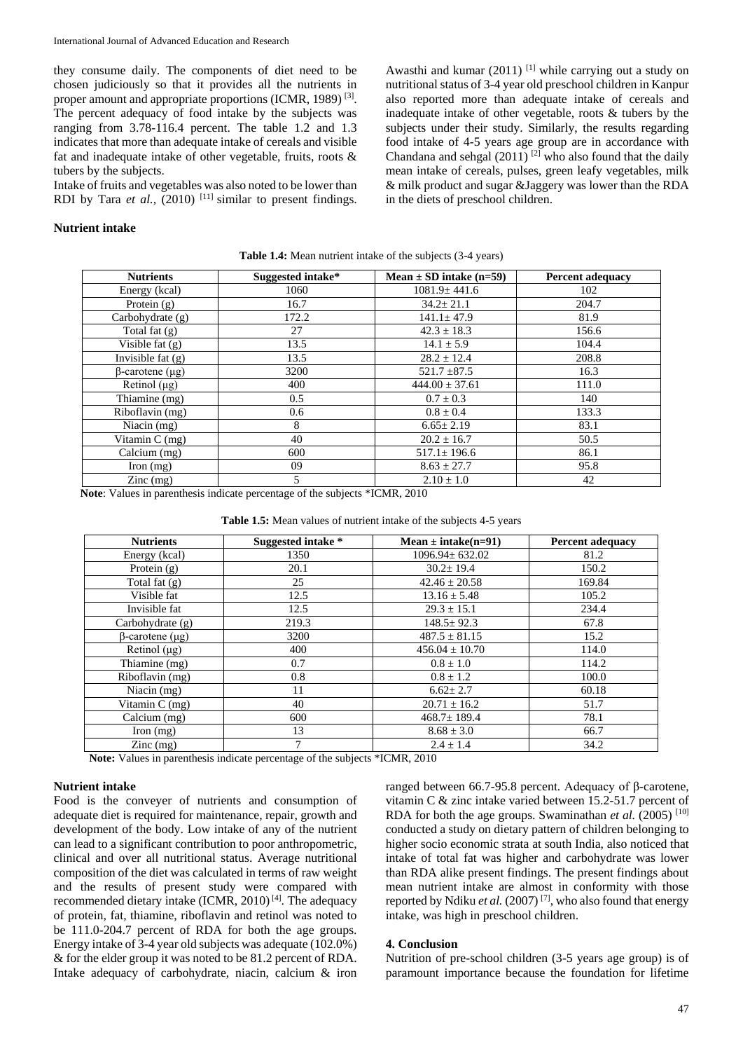they consume daily. The components of diet need to be chosen judiciously so that it provides all the nutrients in proper amount and appropriate proportions (ICMR, 1989) [3]. The percent adequacy of food intake by the subjects was ranging from 3.78-116.4 percent. The table 1.2 and 1.3 indicates that more than adequate intake of cereals and visible fat and inadequate intake of other vegetable, fruits, roots & tubers by the subjects.

Intake of fruits and vegetables was also noted to be lower than RDI by Tara *et al.,* (2010) [11] similar to present findings. Awasthi and kumar (2011) [1] while carrying out a study on nutritional status of 3-4 year old preschool children in Kanpur also reported more than adequate intake of cereals and inadequate intake of other vegetable, roots & tubers by the subjects under their study. Similarly, the results regarding food intake of 4-5 years age group are in accordance with Chandana and sehgal (2011) [2] who also found that the daily mean intake of cereals, pulses, green leafy vegetables, milk & milk product and sugar &Jaggery was lower than the RDA in the diets of preschool children.

**Nutrient intake**

**Table 1.4:** Mean nutrient intake of the subjects (3-4 years)

| Nutrients | Suggested intake* | Mean ± SD intake (n=59) | Percent adequacy |
|---|---|---|---|
| Energy (kcal) | 1060 | 1081.9± 441.6 | 102 |
| Protein (g) | 16.7 | 34.2± 21.1 | 204.7 |
| Carbohydrate (g) | 172.2 | 141.1± 47.9 | 81.9 |
| Total fat (g) | 27 | 42.3 ± 18.3 | 156.6 |
| Visible fat (g) | 13.5 | 14.1 ± 5.9 | 104.4 |
| Invisible fat (g) | 13.5 | 28.2 ± 12.4 | 208.8 |
| β-carotene (µg) | 3200 | 521.7 ±87.5 | 16.3 |
| Retinol (µg) | 400 | 444.00 ± 37.61 | 111.0 |
| Thiamine (mg) | 0.5 | 0.7 ± 0.3 | 140 |
| Riboflavin (mg) | 0.6 | 0.8 ± 0.4 | 133.3 |
| Niacin (mg) | 8 | 6.65± 2.19 | 83.1 |
| Vitamin C (mg) | 40 | 20.2 ± 16.7 | 50.5 |
| Calcium (mg) | 600 | 517.1± 196.6 | 86.1 |
| Iron (mg) | 09 | 8.63 ± 27.7 | 95.8 |
| Zinc (mg) | 5 | 2.10 ± 1.0 | 42 |

**Note**: Values in parenthesis indicate percentage of the subjects *ICMR, 2010

**Table 1.5:** Mean values of nutrient intake of the subjects 4-5 years

| Nutrients | Suggested intake * | Mean ± intake(n=91) | Percent adequacy |
|---|---|---|---|
| Energy (kcal) | 1350 | 1096.94± 632.02 | 81.2 |
| Protein (g) | 20.1 | 30.2± 19.4 | 150.2 |
| Total fat (g) | 25 | 42.46 ± 20.58 | 169.84 |
| Visible fat | 12.5 | 13.16 ± 5.48 | 105.2 |
| Invisible fat | 12.5 | 29.3 ± 15.1 | 234.4 |
| Carbohydrate (g) | 219.3 | 148.5± 92.3 | 67.8 |
| β-carotene (µg) | 3200 | 487.5 ± 81.15 | 15.2 |
| Retinol (µg) | 400 | 456.04 ± 10.70 | 114.0 |
| Thiamine (mg) | 0.7 | 0.8 ± 1.0 | 114.2 |
| Riboflavin (mg) | 0.8 | 0.8 ± 1.2 | 100.0 |
| Niacin (mg) | 11 | 6.62± 2.7 | 60.18 |
| Vitamin C (mg) | 40 | 20.71 ± 16.2 | 51.7 |
| Calcium (mg) | 600 | 468.7± 189.4 | 78.1 |
| Iron (mg) | 13 | 8.68 ± 3.0 | 66.7 |
| Zinc (mg) | 7 | 2.4 ± 1.4 | 34.2 |

**Note:** Values in parenthesis indicate percentage of the subjects *ICMR, 2010

**Nutrient intake**

Food is the conveyer of nutrients and consumption of adequate diet is required for maintenance, repair, growth and development of the body. Low intake of any of the nutrient can lead to a significant contribution to poor anthropometric, clinical and over all nutritional status. Average nutritional composition of the diet was calculated in terms of raw weight and the results of present study were compared with recommended dietary intake (ICMR, 2010) [4]. The adequacy of protein, fat, thiamine, riboflavin and retinol was noted to be 111.0-204.7 percent of RDA for both the age groups. Energy intake of 3-4 year old subjects was adequate (102.0%) & for the elder group it was noted to be 81.2 percent of RDA. Intake adequacy of carbohydrate, niacin, calcium & iron ranged between 66.7-95.8 percent. Adequacy of β-carotene, vitamin C & zinc intake varied between 15.2-51.7 percent of RDA for both the age groups. Swaminathan *et al.* (2005) [10] conducted a study on dietary pattern of children belonging to higher socio economic strata at south India, also noticed that intake of total fat was higher and carbohydrate was lower than RDA alike present findings. The present findings about mean nutrient intake are almost in conformity with those reported by Ndiku *et al.* (2007) [7], who also found that energy intake, was high in preschool children.

## 4. Conclusion

Nutrition of pre-school children (3-5 years age group) is of paramount importance because the foundation for lifetime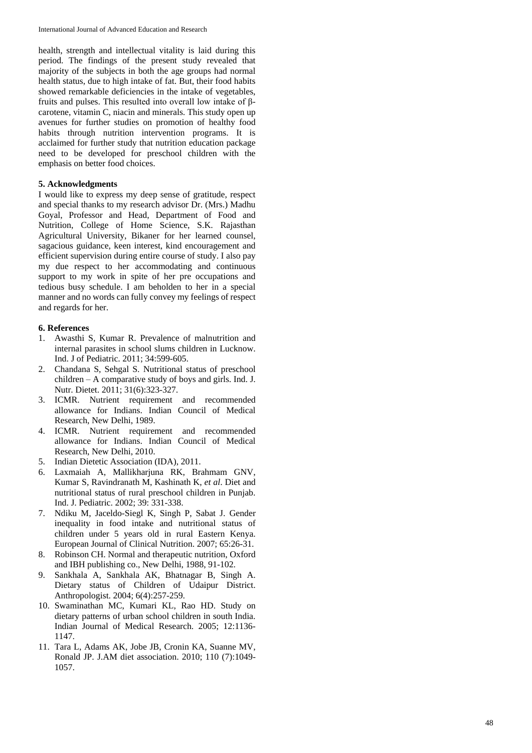health, strength and intellectual vitality is laid during this period. The findings of the present study revealed that majority of the subjects in both the age groups had normal health status, due to high intake of fat. But, their food habits showed remarkable deficiencies in the intake of vegetables, fruits and pulses. This resulted into overall low intake of β-carotene, vitamin C, niacin and minerals. This study open up avenues for further studies on promotion of healthy food habits through nutrition intervention programs. It is acclaimed for further study that nutrition education package need to be developed for preschool children with the emphasis on better food choices.

### 5. Acknowledgments

I would like to express my deep sense of gratitude, respect and special thanks to my research advisor Dr. (Mrs.) Madhu Goyal, Professor and Head, Department of Food and Nutrition, College of Home Science, S.K. Rajasthan Agricultural University, Bikaner for her learned counsel, sagacious guidance, keen interest, kind encouragement and efficient supervision during entire course of study. I also pay my due respect to her accommodating and continuous support to my work in spite of her pre occupations and tedious busy schedule. I am beholden to her in a special manner and no words can fully convey my feelings of respect and regards for her.

### 6. References

1. Awasthi S, Kumar R. Prevalence of malnutrition and internal parasites in school slums children in Lucknow. Ind. J of Pediatric. 2011; 34:599-605.
2. Chandana S, Sehgal S. Nutritional status of preschool children – A comparative study of boys and girls. Ind. J. Nutr. Dietet. 2011; 31(6):323-327.
3. ICMR. Nutrient requirement and recommended allowance for Indians. Indian Council of Medical Research, New Delhi, 1989.
4. ICMR. Nutrient requirement and recommended allowance for Indians. Indian Council of Medical Research, New Delhi, 2010.
5. Indian Dietetic Association (IDA), 2011.
6. Laxmaiah A, Mallikharjuna RK, Brahmam GNV, Kumar S, Ravindranath M, Kashinath K, *et al*. Diet and nutritional status of rural preschool children in Punjab. Ind. J. Pediatric. 2002; 39: 331-338.
7. Ndiku M, Jaceldo-Siegl K, Singh P, Sabat J. Gender inequality in food intake and nutritional status of children under 5 years old in rural Eastern Kenya. European Journal of Clinical Nutrition. 2007; 65:26-31.
8. Robinson CH. Normal and therapeutic nutrition, Oxford and IBH publishing co., New Delhi, 1988, 91-102.
9. Sankhala A, Sankhala AK, Bhatnagar B, Singh A. Dietary status of Children of Udaipur District. Anthropologist. 2004; 6(4):257-259.
10. Swaminathan MC, Kumari KL, Rao HD. Study on dietary patterns of urban school children in south India. Indian Journal of Medical Research. 2005; 12:1136-1147.
11. Tara L, Adams AK, Jobe JB, Cronin KA, Suanne MV, Ronald JP. J.AM diet association. 2010; 110 (7):1049-1057.